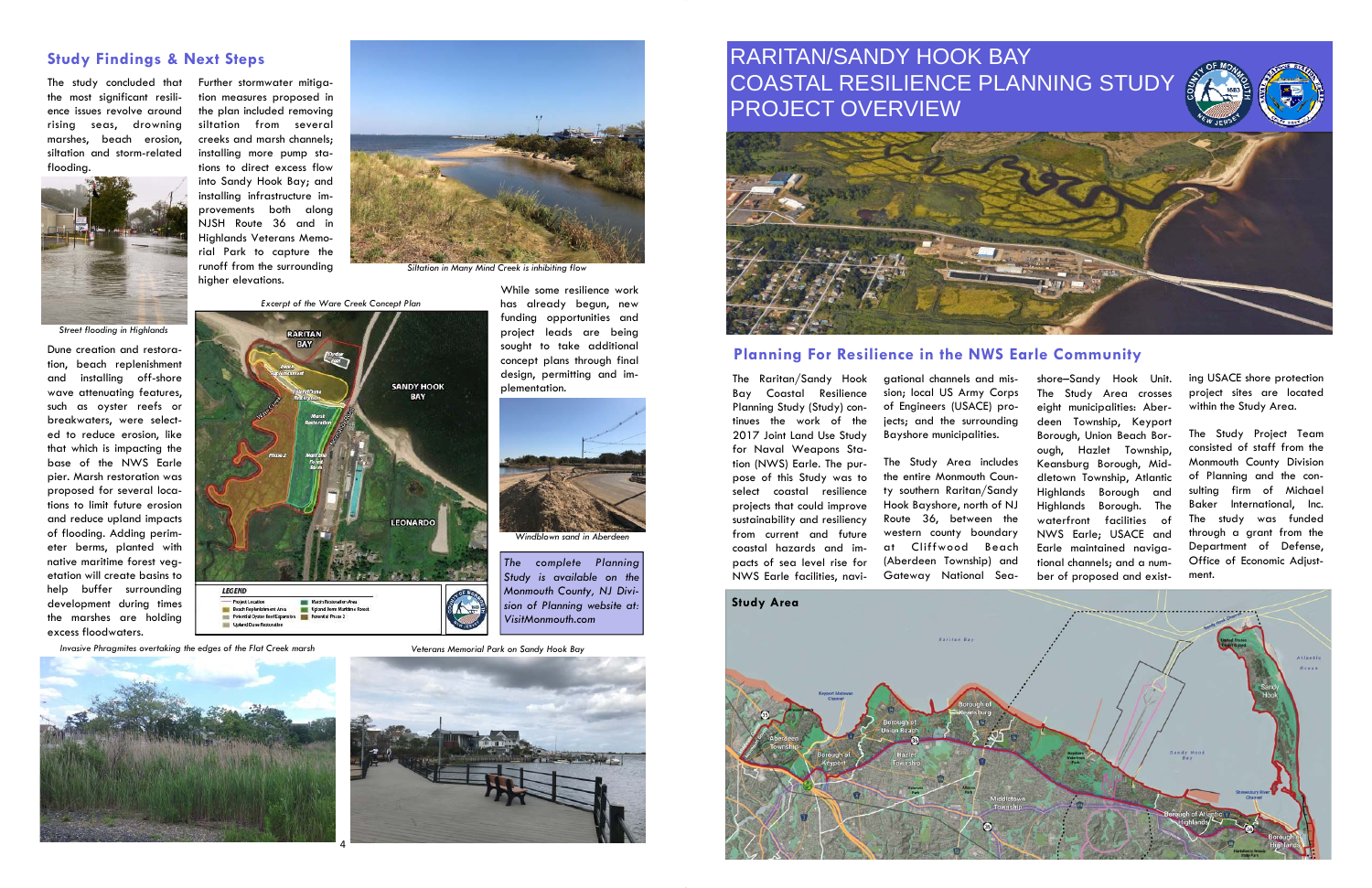## Study Findings & Next Steps

The study concluded that the most significant resilience issues revolve around rising seas, drowning marshes, beach erosion, siltation and storm-related flooding.

Street flooding in Highlands

Dune creation and restoration, beach replenishment and installing off-shore wave attenuating features, such as oyster reefs or breakwaters, were selected to reduce erosion, like that which is impacting the base of the NWS Earle pier. Marsh restoration was proposed for several locations to limit future erosion and reduce upland impacts of flooding. Adding perimeter berms, planted with native maritime forest vegetation will create basins to help buffer surrounding development during times the marshes are holding excess floodwaters.

Further stormwater mitigation measures proposed in the plan included removing siltation from several creeks and marsh channels; installing more pump stations to direct excess flow into Sandy Hook Bay; and installing infrastructure improvements both along NJSH Route 36 and in Highlands Veterans Memorial Park to capture the runoff from the surrounding higher elevations.

Siltation in Many Mind Creek is inhibiting flow

Excerpt of the Ware Creek Concept Plan

While some resilience work has already begun, new funding opportunities and project leads are being sought to take additional concept plans through final design, permitting and implementation.

Windblown sand in Aberdeen

*The complete Planning Study is available on the Monmouth County, NJ Division of Planning website at: VisitMonmouth.com*

Invasive Phragmites overtaking the edges of the Flat Creek marsh

Veterans Memorial Park on Sandy Hook Bay

# RARITAN/SANDY HOOK BAY COASTAL RESILIENCE PLANNING STUDY PROJECT OVERVIEW

## Planning For Resilience in the NWS Earle Community

The Raritan/Sandy Hook Bay Coastal Resilience Planning Study (Study) continues the work of the 2017 Joint Land Use Study for Naval Weapons Station (NWS) Earle. The purpose of this Study was to select coastal resilience projects that could improve sustainability and resiliency from current and future coastal hazards and impacts of sea level rise for NWS Earle facilities, navigational channels and mission; local US Army Corps of Engineers (USACE) projects; and the surrounding Bayshore municipalities.

The Study Area includes the entire Monmouth County southern Raritan/Sandy Hook Bayshore, north of NJ Route 36, between the western county boundary at Cliffwood Beach (Aberdeen Township) and Gateway National Seashore–Sandy Hook Unit. The Study Area crosses eight municipalities: Aberdeen Township, Keyport Borough, Union Beach Borough, Hazlet Township, Keansburg Borough, Middletown Township, Atlantic Highlands Borough and Highlands Borough. The waterfront facilities of NWS Earle; USACE and Earle maintained navigational channels; and a number of proposed and existing USACE shore protection project sites are located within the Study Area.

The Study Project Team consisted of staff from the Monmouth County Division of Planning and the consulting firm of Michael Baker International, Inc. The study was funded through a grant from the Department of Defense, Office of Economic Adjustment.

**Study Area**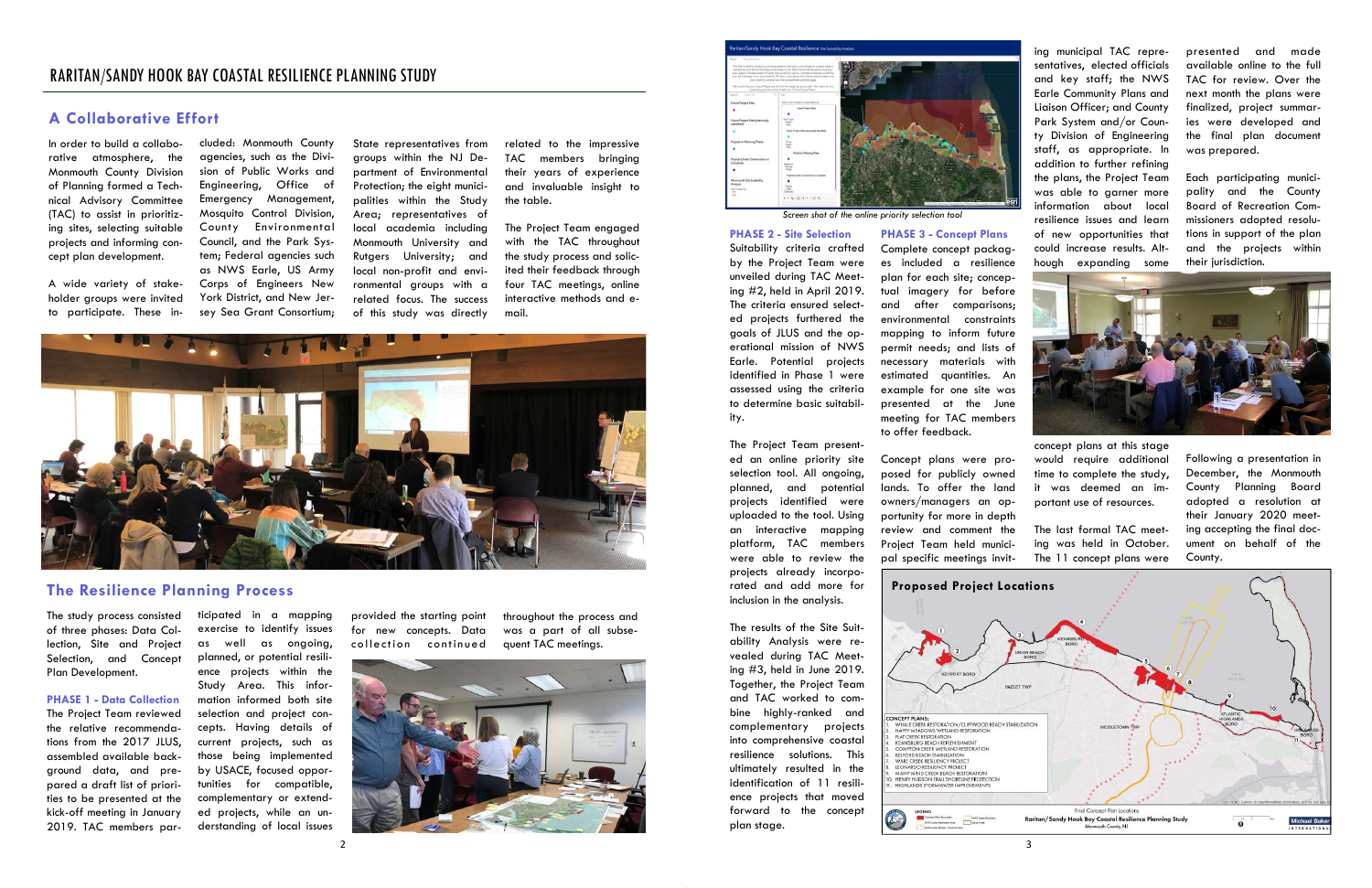# RARITAN/SANDY HOOK BAY COASTAL RESILIENCE PLANNING STUDY

## A Collaborative Effort

In order to build a collaborative atmosphere, the Monmouth County Division of Planning formed a Technical Advisory Committee (TAC) to assist in prioritizing sites, selecting suitable projects and informing concept plan development.

A wide variety of stakeholder groups were invited to participate. These included: Monmouth County agencies, such as the Division of Public Works and Engineering, Office of Emergency Management, Mosquito Control Division, County Environmental Council, and the Park System; Federal agencies such as NWS Earle, US Army Corps of Engineers New York District, and New Jersey Sea Grant Consortium; State representatives from groups within the NJ Department of Environmental Protection; the eight municipalities within the Study Area; representatives of local academia including Monmouth University and Rutgers University; and local non-profit and environmental groups with a related focus. The success of this study was directly related to the impressive TAC members bringing their years of experience and invaluable insight to the table.

The Project Team engaged with the TAC throughout the study process and solicited their feedback through four TAC meetings, online interactive methods and e-mail.

## The Resilience Planning Process

The study process consisted of three phases: Data Collection, Site and Project Selection, and Concept Plan Development.

### PHASE 1 - Data Collection

The Project Team reviewed the relative recommendations from the 2017 JLUS, assembled available background data, and prepared a draft list of priorities to be presented at the kick-off meeting in January 2019. TAC members participated in a mapping exercise to identify issues as well as ongoing, planned, or potential resilience projects within the Study Area. This information informed both site selection and project concepts. Having details of current projects, such as those being implemented by USACE, focused opportunities for compatible, complementary or extended projects, while an understanding of local issues provided the starting point for new concepts. Data collection continued throughout the process and was a part of all subsequent TAC meetings.

Screen shot of the online priority selection tool

### PHASE 2 - Site Selection

Suitability criteria crafted by the Project Team were unveiled during TAC Meeting #2, held in April 2019. The criteria ensured selected projects furthered the goals of JLUS and the operational mission of NWS Earle. Potential projects identified in Phase 1 were assessed using the criteria to determine basic suitability.

The Project Team presented an online priority site selection tool. All ongoing, planned, and potential projects identified were uploaded to the tool. Using an interactive mapping platform, TAC members were able to review the projects already incorporated and add more for inclusion in the analysis.

The results of the Site Suitability Analysis were revealed during TAC Meeting #3, held in June 2019. Together, the Project Team and TAC worked to combine highly-ranked and complementary projects into comprehensive coastal resilience solutions. This ultimately resulted in the identification of 11 resilience projects that moved forward to the concept plan stage.

### PHASE 3 - Concept Plans

Complete concept packages included a resilience plan for each site; conceptual imagery for before and after comparisons; environmental constraints mapping to inform future permit needs; and lists of necessary materials with estimated quantities. An example for one site was presented at the June meeting for TAC members to offer feedback.

Concept plans were proposed for publicly owned lands. To offer the land owners/managers an opportunity for more in depth review and comment the Project Team held municipal specific meetings inviting municipal TAC representatives, elected officials and key staff; the NWS Earle Community Plans and Liaison Officer; and County Park System and/or County Division of Engineering staff, as appropriate. In addition to further refining the plans, the Project Team was able to garner more information about local resilience issues and learn of new opportunities that could increase results. Although expanding some concept plans at this stage would require additional time to complete the study, it was deemed an important use of resources.

The last formal TAC meeting was held in October. The 11 concept plans were presented and made available online to the full TAC for review. Over the next month the plans were finalized, project summaries were developed and the final plan document was prepared.

Each participating municipality and the County Board of Recreation Commissioners adopted resolutions in support of the plan and the projects within their jurisdiction.

Following a presentation in December, the Monmouth County Planning Board adopted a resolution at their January 2020 meeting accepting the final document on behalf of the County.

**Proposed Project Locations**

CONCEPT PLANS:
1. WHALE CREEK RESTORATION/CLIFFWOOD BEACH STABILIZATION
2. HAPPY MEADOWS WETLAND RESTORATION
3. FLAT CREEK RESTORATION
4. KEANSBURG BEACH REPLENISHMENT
5. COMPTONS CREEK WETLAND RESTORATION
6. BELFORD BEACH STABILIZATION
7. WARE CREEK RESILIENCY PROJECT
8. LEONARDO RESILIENCY PROJECT
9. MANY MIND CREEK BEACH RESTORATION
10. HENRY HUDSON TRAIL SHORELINE PROTECTION
11. HIGHLANDS STORMWATER IMPROVEMENTS

Final Concept Plan Locations
Raritan/Sandy Hook Bay Coastal Resilience Planning Study
Monmouth County, NJ